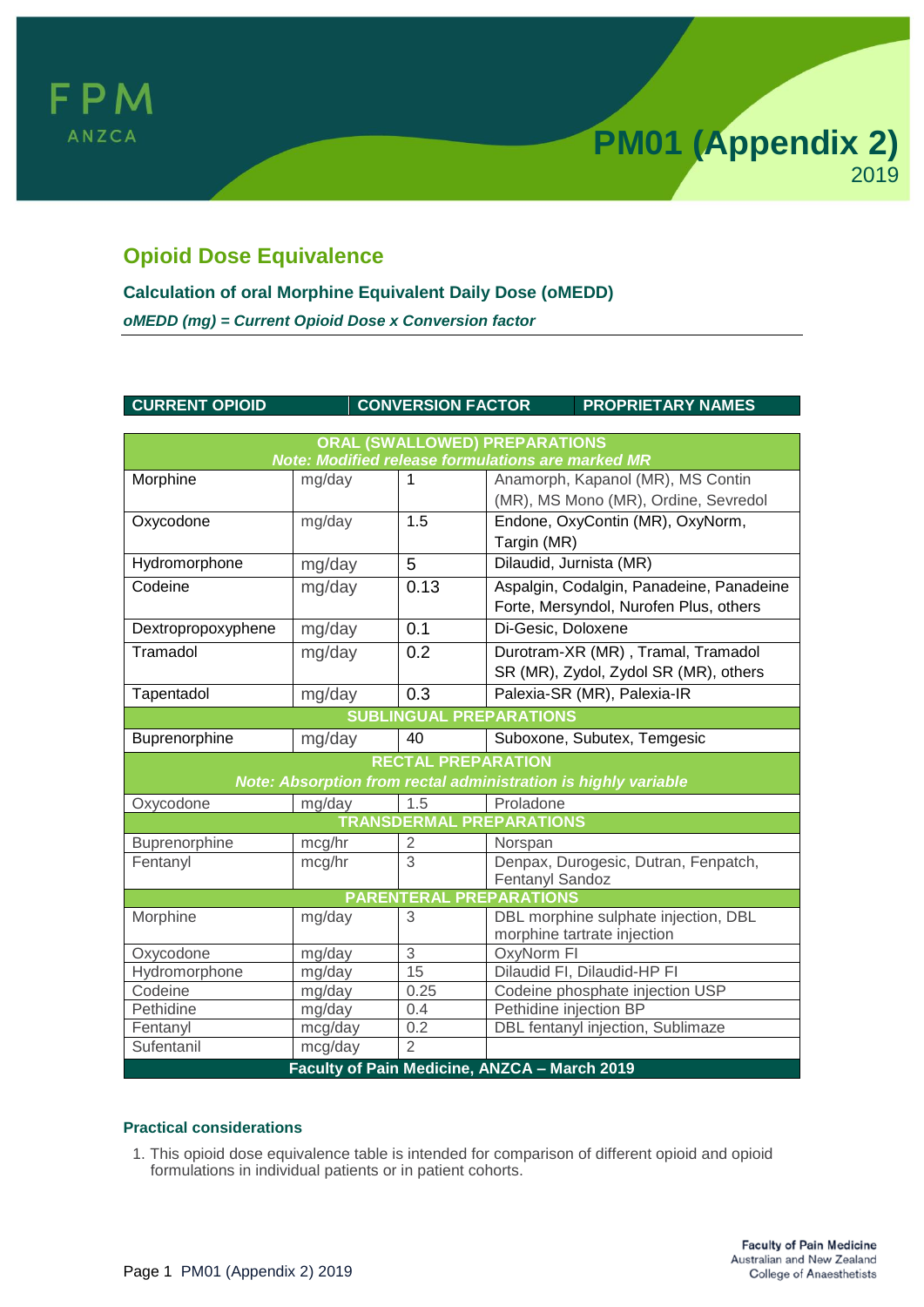# PM01 (Appendix 2)

2019

## Opioid Dose Equivalence

### Calculation of oral Morphine Equivalent Daily Dose (oMEDD)

***oMEDD (mg) = Current Opioid Dose x Conversion factor***

| CURRENT OPIOID | | CONVERSION FACTOR | PROPRIETARY NAMES |
|---|---|---|---|
| **ORAL (SWALLOWED) PREPARATIONS** *Note: Modified release formulations are marked MR* | | | |
| Morphine | mg/day | 1 | Anamorph, Kapanol (MR), MS Contin (MR), MS Mono (MR), Ordine, Sevredol |
| Oxycodone | mg/day | 1.5 | Endone, OxyContin (MR), OxyNorm, Targin (MR) |
| Hydromorphone | mg/day | 5 | Dilaudid, Jurnista (MR) |
| Codeine | mg/day | 0.13 | Aspalgin, Codalgin, Panadeine, Panadeine Forte, Mersyndol, Nurofen Plus, others |
| Dextropropoxyphene | mg/day | 0.1 | Di-Gesic, Doloxene |
| Tramadol | mg/day | 0.2 | Durotram-XR (MR) , Tramal, Tramadol SR (MR), Zydol, Zydol SR (MR), others |
| Tapentadol | mg/day | 0.3 | Palexia-SR (MR), Palexia-IR |
| **SUBLINGUAL PREPARATIONS** | | | |
| Buprenorphine | mg/day | 40 | Suboxone, Subutex, Temgesic |
| **RECTAL PREPARATION** *Note: Absorption from rectal administration is highly variable* | | | |
| Oxycodone | mg/day | 1.5 | Proladone |
| **TRANSDERMAL PREPARATIONS** | | | |
| Buprenorphine | mcg/hr | 2 | Norspan |
| Fentanyl | mcg/hr | 3 | Denpax, Durogesic, Dutran, Fenpatch, Fentanyl Sandoz |
| **PARENTERAL PREPARATIONS** | | | |
| Morphine | mg/day | 3 | DBL morphine sulphate injection, DBL morphine tartrate injection |
| Oxycodone | mg/day | 3 | OxyNorm FI |
| Hydromorphone | mg/day | 15 | Dilaudid FI, Dilaudid-HP FI |
| Codeine | mg/day | 0.25 | Codeine phosphate injection USP |
| Pethidine | mg/day | 0.4 | Pethidine injection BP |
| Fentanyl | mcg/day | 0.2 | DBL fentanyl injection, Sublimaze |
| Sufentanil | mcg/day | 2 | |
| **Faculty of Pain Medicine, ANZCA – March 2019** | | | |

### Practical considerations

1. This opioid dose equivalence table is intended for comparison of different opioid and opioid formulations in individual patients or in patient cohorts.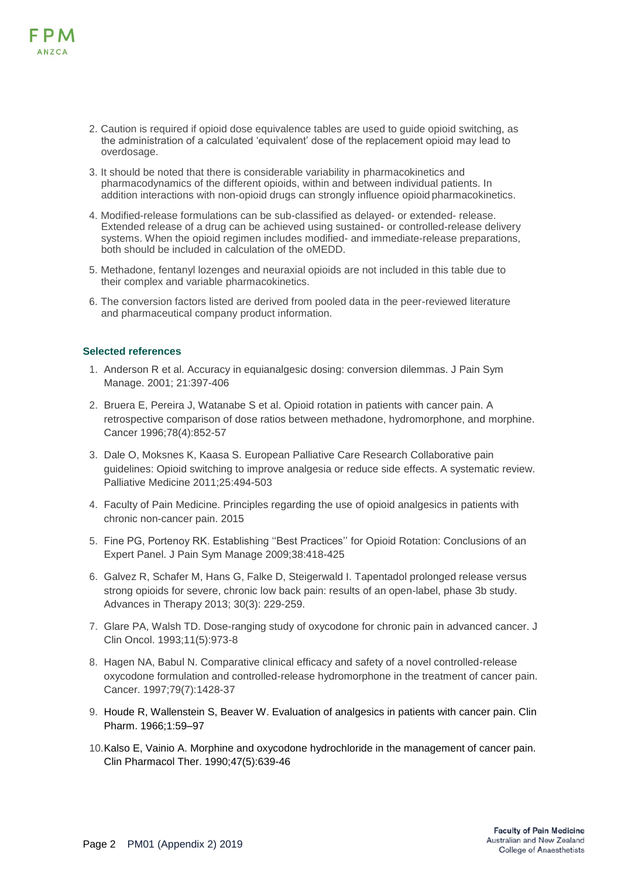2. Caution is required if opioid dose equivalence tables are used to guide opioid switching, as the administration of a calculated 'equivalent' dose of the replacement opioid may lead to overdosage.
3. It should be noted that there is considerable variability in pharmacokinetics and pharmacodynamics of the different opioids, within and between individual patients. In addition interactions with non-opioid drugs can strongly influence opioid pharmacokinetics.
4. Modified-release formulations can be sub-classified as delayed- or extended- release. Extended release of a drug can be achieved using sustained- or controlled-release delivery systems. When the opioid regimen includes modified- and immediate-release preparations, both should be included in calculation of the oMEDD.
5. Methadone, fentanyl lozenges and neuraxial opioids are not included in this table due to their complex and variable pharmacokinetics.
6. The conversion factors listed are derived from pooled data in the peer-reviewed literature and pharmaceutical company product information.

### Selected references

1. Anderson R et al. Accuracy in equianalgesic dosing: conversion dilemmas. J Pain Sym Manage. 2001; 21:397-406
2. Bruera E, Pereira J, Watanabe S et al. Opioid rotation in patients with cancer pain. A retrospective comparison of dose ratios between methadone, hydromorphone, and morphine. Cancer 1996;78(4):852-57
3. Dale O, Moksnes K, Kaasa S. European Palliative Care Research Collaborative pain guidelines: Opioid switching to improve analgesia or reduce side effects. A systematic review. Palliative Medicine 2011;25:494-503
4. Faculty of Pain Medicine. Principles regarding the use of opioid analgesics in patients with chronic non-cancer pain. 2015
5. Fine PG, Portenoy RK. Establishing ''Best Practices'' for Opioid Rotation: Conclusions of an Expert Panel. J Pain Sym Manage 2009;38:418-425
6. Galvez R, Schafer M, Hans G, Falke D, Steigerwald I. Tapentadol prolonged release versus strong opioids for severe, chronic low back pain: results of an open-label, phase 3b study. Advances in Therapy 2013; 30(3): 229-259.
7. Glare PA, Walsh TD. Dose-ranging study of oxycodone for chronic pain in advanced cancer. J Clin Oncol. 1993;11(5):973-8
8. Hagen NA, Babul N. Comparative clinical efficacy and safety of a novel controlled-release oxycodone formulation and controlled-release hydromorphone in the treatment of cancer pain. Cancer. 1997;79(7):1428-37
9. Houde R, Wallenstein S, Beaver W. Evaluation of analgesics in patients with cancer pain. Clin Pharm. 1966;1:59–97
10. Kalso E, Vainio A. Morphine and oxycodone hydrochloride in the management of cancer pain. Clin Pharmacol Ther. 1990;47(5):639-46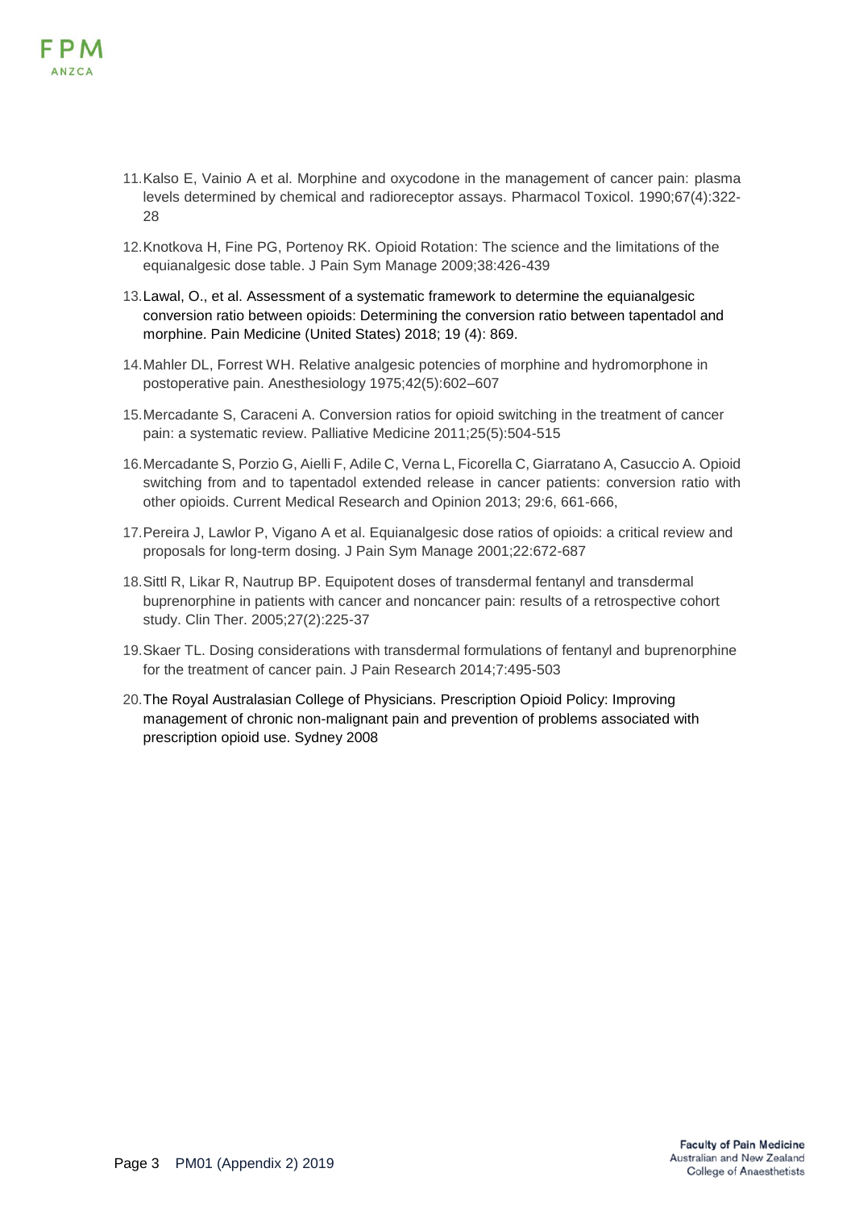11. Kalso E, Vainio A et al. Morphine and oxycodone in the management of cancer pain: plasma levels determined by chemical and radioreceptor assays. Pharmacol Toxicol. 1990;67(4):322-28

12. Knotkova H, Fine PG, Portenoy RK. Opioid Rotation: The science and the limitations of the equianalgesic dose table. J Pain Sym Manage 2009;38:426-439

13. Lawal, O., et al. Assessment of a systematic framework to determine the equianalgesic conversion ratio between opioids: Determining the conversion ratio between tapentadol and morphine. Pain Medicine (United States) 2018; 19 (4): 869.

14. Mahler DL, Forrest WH. Relative analgesic potencies of morphine and hydromorphone in postoperative pain. Anesthesiology 1975;42(5):602–607

15. Mercadante S, Caraceni A. Conversion ratios for opioid switching in the treatment of cancer pain: a systematic review. Palliative Medicine 2011;25(5):504-515

16. Mercadante S, Porzio G, Aielli F, Adile C, Verna L, Ficorella C, Giarratano A, Casuccio A. Opioid switching from and to tapentadol extended release in cancer patients: conversion ratio with other opioids. Current Medical Research and Opinion 2013; 29:6, 661-666,

17. Pereira J, Lawlor P, Vigano A et al. Equianalgesic dose ratios of opioids: a critical review and proposals for long-term dosing. J Pain Sym Manage 2001;22:672-687

18. Sittl R, Likar R, Nautrup BP. Equipotent doses of transdermal fentanyl and transdermal buprenorphine in patients with cancer and noncancer pain: results of a retrospective cohort study. Clin Ther. 2005;27(2):225-37

19. Skaer TL. Dosing considerations with transdermal formulations of fentanyl and buprenorphine for the treatment of cancer pain. J Pain Research 2014;7:495-503

20. The Royal Australasian College of Physicians. Prescription Opioid Policy: Improving management of chronic non-malignant pain and prevention of problems associated with prescription opioid use. Sydney 2008